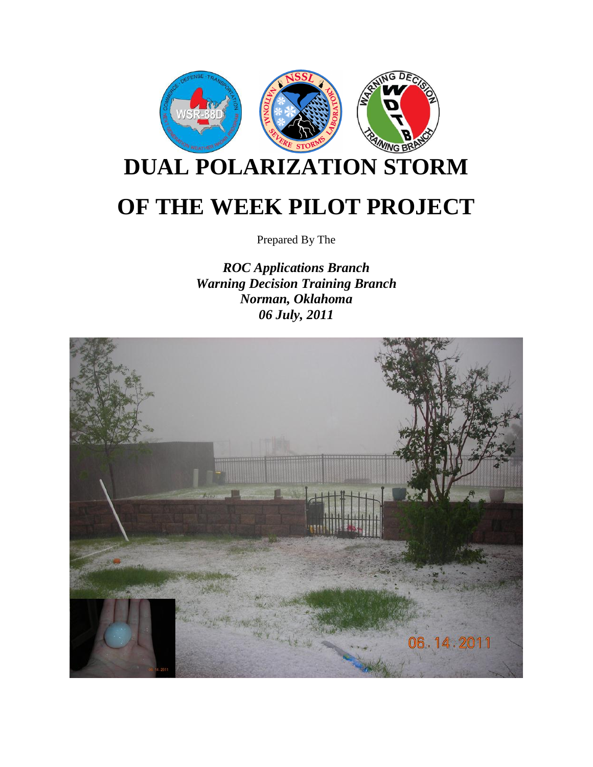# DUAL POLARIZATION STORM OF THE WEEK PILOT PROJECT

Prepared By The

***ROC Applications Branch***
***Warning Decision Training Branch***
***Norman, Oklahoma***
***06 July, 2011***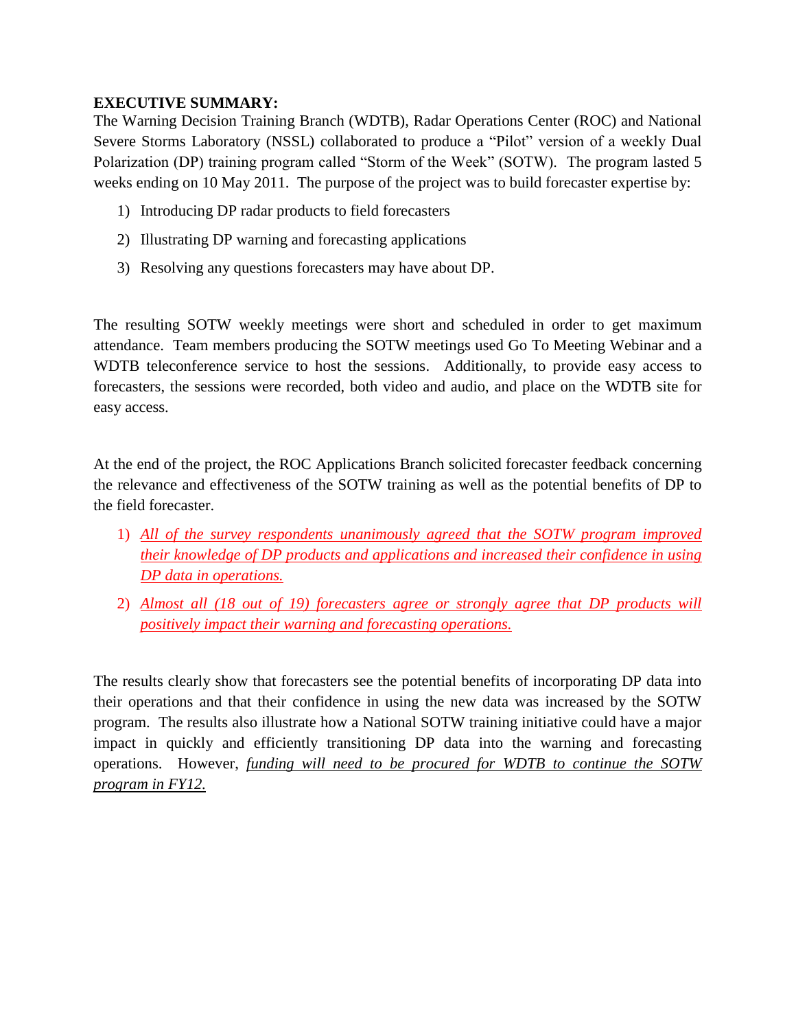**EXECUTIVE SUMMARY:**

The Warning Decision Training Branch (WDTB), Radar Operations Center (ROC) and National Severe Storms Laboratory (NSSL) collaborated to produce a "Pilot" version of a weekly Dual Polarization (DP) training program called "Storm of the Week" (SOTW). The program lasted 5 weeks ending on 10 May 2011. The purpose of the project was to build forecaster expertise by:

1) Introducing DP radar products to field forecasters
2) Illustrating DP warning and forecasting applications
3) Resolving any questions forecasters may have about DP.

The resulting SOTW weekly meetings were short and scheduled in order to get maximum attendance. Team members producing the SOTW meetings used Go To Meeting Webinar and a WDTB teleconference service to host the sessions. Additionally, to provide easy access to forecasters, the sessions were recorded, both video and audio, and place on the WDTB site for easy access.

At the end of the project, the ROC Applications Branch solicited forecaster feedback concerning the relevance and effectiveness of the SOTW training as well as the potential benefits of DP to the field forecaster.

1) *<u>All of the survey respondents unanimously agreed that the SOTW program improved their knowledge of DP products and applications and increased their confidence in using DP data in operations.</u>*
2) *<u>Almost all (18 out of 19) forecasters agree or strongly agree that DP products will positively impact their warning and forecasting operations.</u>*

The results clearly show that forecasters see the potential benefits of incorporating DP data into their operations and that their confidence in using the new data was increased by the SOTW program. The results also illustrate how a National SOTW training initiative could have a major impact in quickly and efficiently transitioning DP data into the warning and forecasting operations. However, *<u>funding will need to be procured for WDTB to continue the SOTW program in FY12.</u>*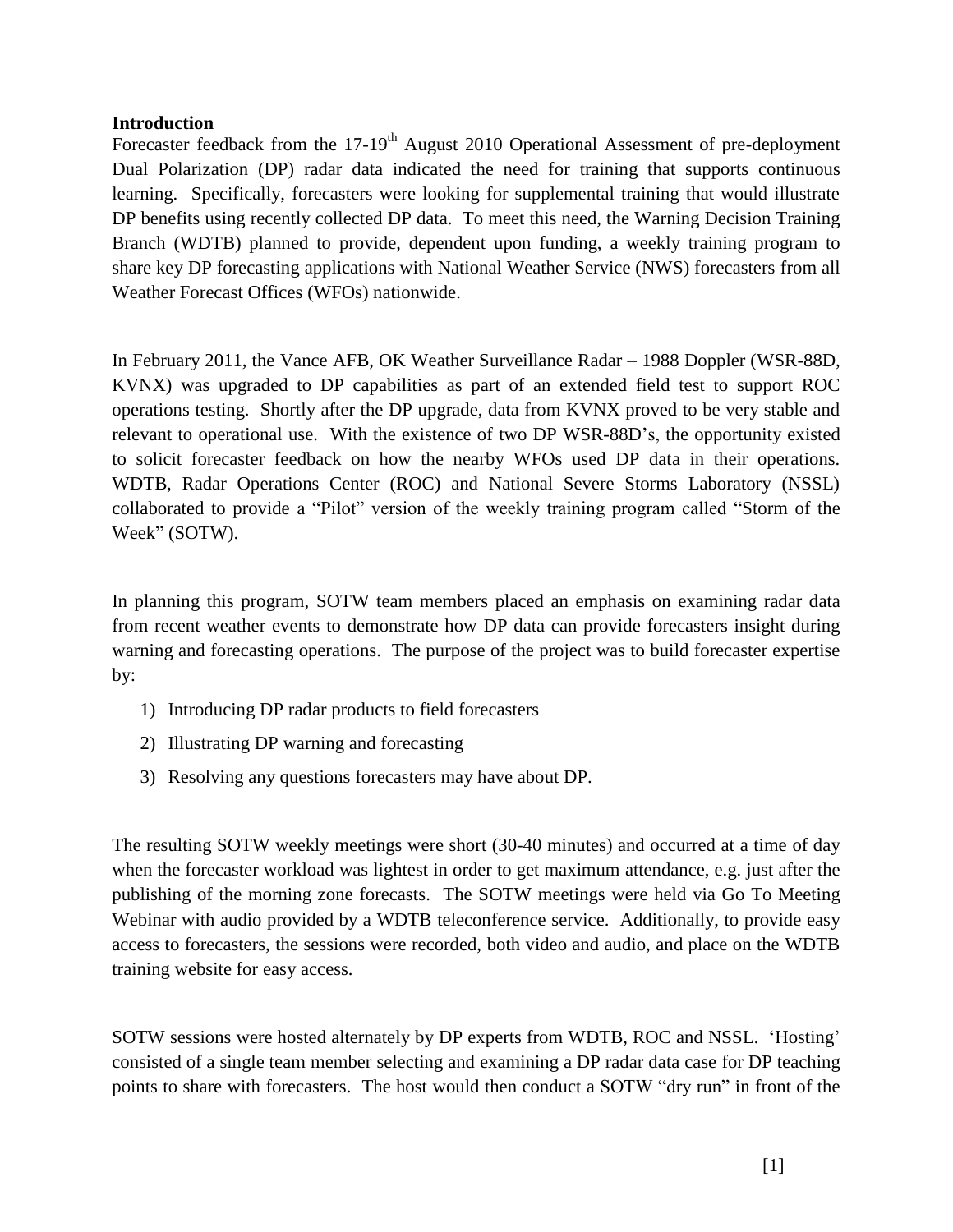**Introduction**

Forecaster feedback from the 17-19th August 2010 Operational Assessment of pre-deployment Dual Polarization (DP) radar data indicated the need for training that supports continuous learning. Specifically, forecasters were looking for supplemental training that would illustrate DP benefits using recently collected DP data. To meet this need, the Warning Decision Training Branch (WDTB) planned to provide, dependent upon funding, a weekly training program to share key DP forecasting applications with National Weather Service (NWS) forecasters from all Weather Forecast Offices (WFOs) nationwide.

In February 2011, the Vance AFB, OK Weather Surveillance Radar – 1988 Doppler (WSR-88D, KVNX) was upgraded to DP capabilities as part of an extended field test to support ROC operations testing. Shortly after the DP upgrade, data from KVNX proved to be very stable and relevant to operational use. With the existence of two DP WSR-88D's, the opportunity existed to solicit forecaster feedback on how the nearby WFOs used DP data in their operations. WDTB, Radar Operations Center (ROC) and National Severe Storms Laboratory (NSSL) collaborated to provide a "Pilot" version of the weekly training program called "Storm of the Week" (SOTW).

In planning this program, SOTW team members placed an emphasis on examining radar data from recent weather events to demonstrate how DP data can provide forecasters insight during warning and forecasting operations. The purpose of the project was to build forecaster expertise by:

1) Introducing DP radar products to field forecasters
2) Illustrating DP warning and forecasting
3) Resolving any questions forecasters may have about DP.

The resulting SOTW weekly meetings were short (30-40 minutes) and occurred at a time of day when the forecaster workload was lightest in order to get maximum attendance, e.g. just after the publishing of the morning zone forecasts. The SOTW meetings were held via Go To Meeting Webinar with audio provided by a WDTB teleconference service. Additionally, to provide easy access to forecasters, the sessions were recorded, both video and audio, and place on the WDTB training website for easy access.

SOTW sessions were hosted alternately by DP experts from WDTB, ROC and NSSL. 'Hosting' consisted of a single team member selecting and examining a DP radar data case for DP teaching points to share with forecasters. The host would then conduct a SOTW "dry run" in front of the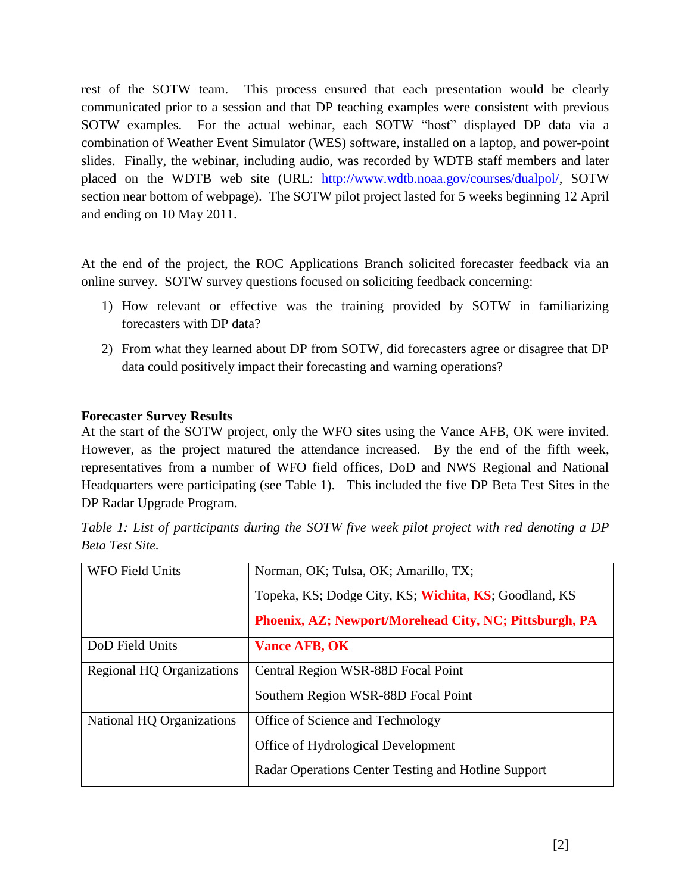rest of the SOTW team. This process ensured that each presentation would be clearly communicated prior to a session and that DP teaching examples were consistent with previous SOTW examples. For the actual webinar, each SOTW "host" displayed DP data via a combination of Weather Event Simulator (WES) software, installed on a laptop, and power-point slides. Finally, the webinar, including audio, was recorded by WDTB staff members and later placed on the WDTB web site (URL: [http://www.wdtb.noaa.gov/courses/dualpol/](http://www.wdtb.noaa.gov/courses/dualpol/), SOTW section near bottom of webpage). The SOTW pilot project lasted for 5 weeks beginning 12 April and ending on 10 May 2011.

At the end of the project, the ROC Applications Branch solicited forecaster feedback via an online survey. SOTW survey questions focused on soliciting feedback concerning:

1) How relevant or effective was the training provided by SOTW in familiarizing forecasters with DP data?
2) From what they learned about DP from SOTW, did forecasters agree or disagree that DP data could positively impact their forecasting and warning operations?

**Forecaster Survey Results**

At the start of the SOTW project, only the WFO sites using the Vance AFB, OK were invited. However, as the project matured the attendance increased. By the end of the fifth week, representatives from a number of WFO field offices, DoD and NWS Regional and National Headquarters were participating (see Table 1). This included the five DP Beta Test Sites in the DP Radar Upgrade Program.

*Table 1: List of participants during the SOTW five week pilot project with red denoting a DP Beta Test Site.*

| | |
|---|---|
| WFO Field Units | Norman, OK; Tulsa, OK; Amarillo, TX;<br>Topeka, KS; Dodge City, KS; **Wichita, KS**; Goodland, KS<br>**Phoenix, AZ; Newport/Morehead City, NC; Pittsburgh, PA** |
| DoD Field Units | **Vance AFB, OK** |
| Regional HQ Organizations | Central Region WSR-88D Focal Point<br>Southern Region WSR-88D Focal Point |
| National HQ Organizations | Office of Science and Technology<br>Office of Hydrological Development<br>Radar Operations Center Testing and Hotline Support |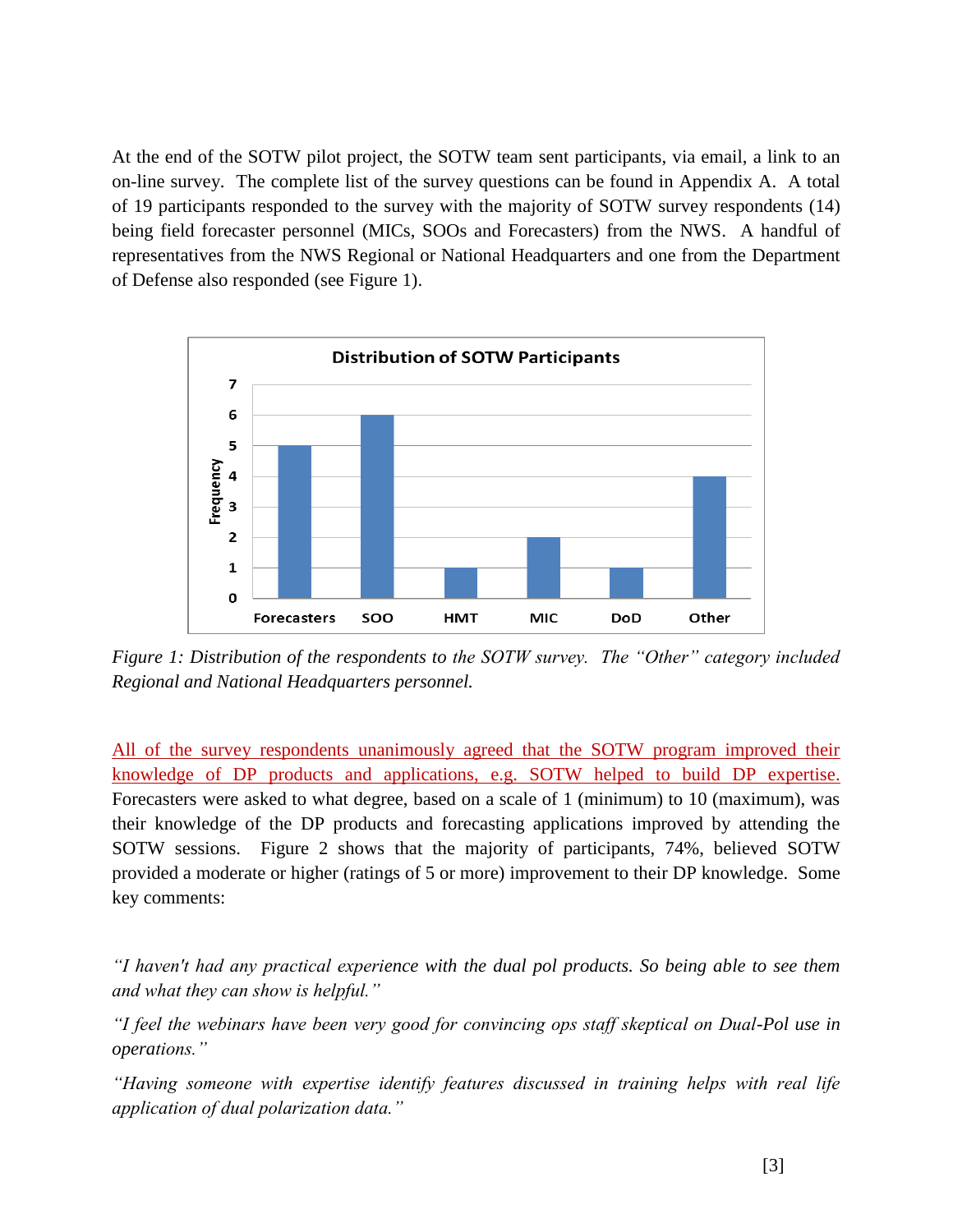At the end of the SOTW pilot project, the SOTW team sent participants, via email, a link to an on-line survey. The complete list of the survey questions can be found in Appendix A. A total of 19 participants responded to the survey with the majority of SOTW survey respondents (14) being field forecaster personnel (MICs, SOOs and Forecasters) from the NWS. A handful of representatives from the NWS Regional or National Headquarters and one from the Department of Defense also responded (see Figure 1).

*Figure 1: Distribution of the respondents to the SOTW survey. The "Other" category included Regional and National Headquarters personnel.*

All of the survey respondents unanimously agreed that the SOTW program improved their knowledge of DP products and applications, e.g. SOTW helped to build DP expertise. Forecasters were asked to what degree, based on a scale of 1 (minimum) to 10 (maximum), was their knowledge of the DP products and forecasting applications improved by attending the SOTW sessions. Figure 2 shows that the majority of participants, 74%, believed SOTW provided a moderate or higher (ratings of 5 or more) improvement to their DP knowledge. Some key comments:

*"I haven't had any practical experience with the dual pol products. So being able to see them and what they can show is helpful."*

*"I feel the webinars have been very good for convincing ops staff skeptical on Dual-Pol use in operations."*

*"Having someone with expertise identify features discussed in training helps with real life application of dual polarization data."*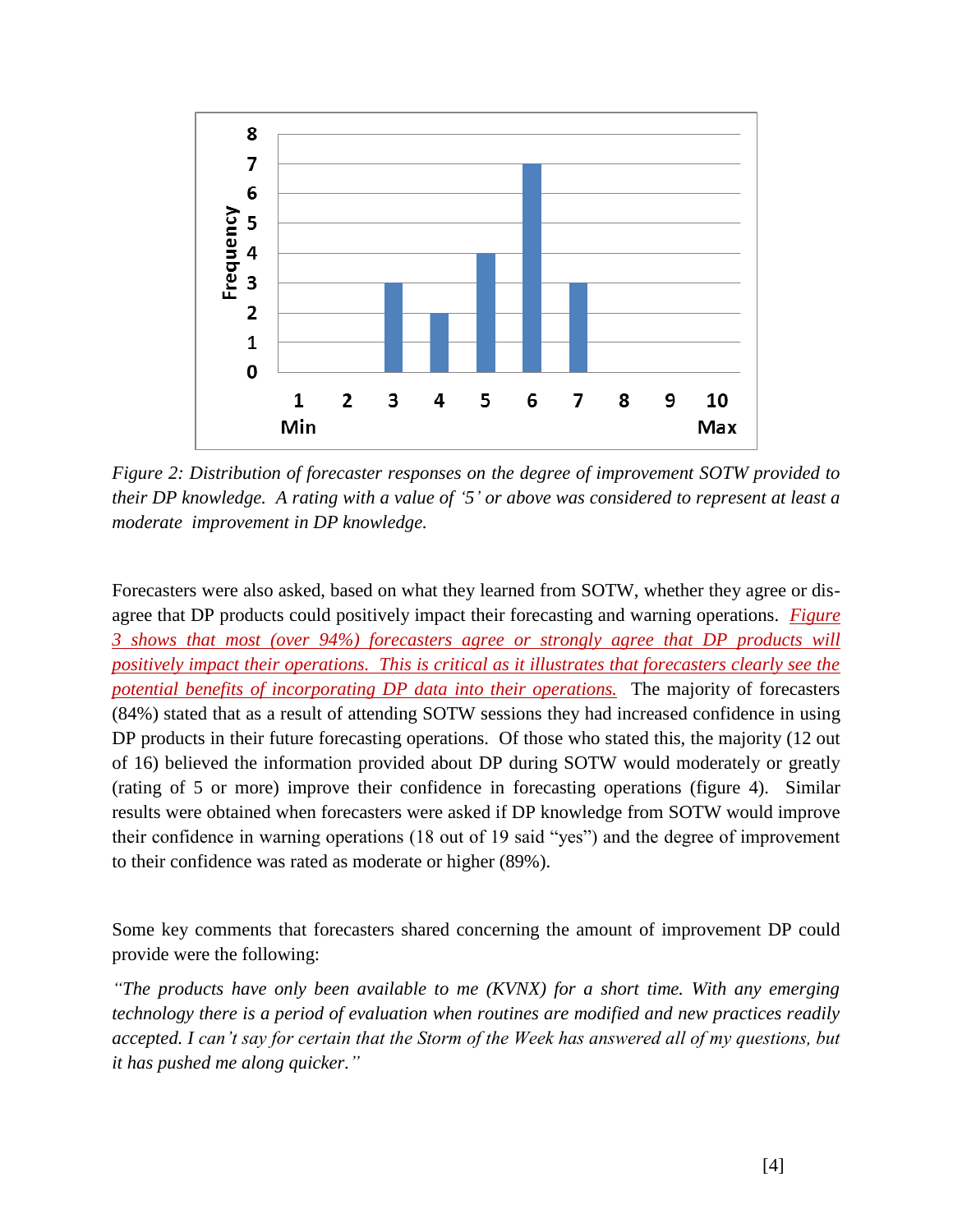*Figure 2: Distribution of forecaster responses on the degree of improvement SOTW provided to their DP knowledge. A rating with a value of '5' or above was considered to represent at least a moderate improvement in DP knowledge.*

Forecasters were also asked, based on what they learned from SOTW, whether they agree or disagree that DP products could positively impact their forecasting and warning operations. *Figure 3 shows that most (over 94%) forecasters agree or strongly agree that DP products will positively impact their operations. This is critical as it illustrates that forecasters clearly see the potential benefits of incorporating DP data into their operations.* The majority of forecasters (84%) stated that as a result of attending SOTW sessions they had increased confidence in using DP products in their future forecasting operations. Of those who stated this, the majority (12 out of 16) believed the information provided about DP during SOTW would moderately or greatly (rating of 5 or more) improve their confidence in forecasting operations (figure 4). Similar results were obtained when forecasters were asked if DP knowledge from SOTW would improve their confidence in warning operations (18 out of 19 said "yes") and the degree of improvement to their confidence was rated as moderate or higher (89%).

Some key comments that forecasters shared concerning the amount of improvement DP could provide were the following:

*"The products have only been available to me (KVNX) for a short time. With any emerging technology there is a period of evaluation when routines are modified and new practices readily accepted. I can't say for certain that the Storm of the Week has answered all of my questions, but it has pushed me along quicker."*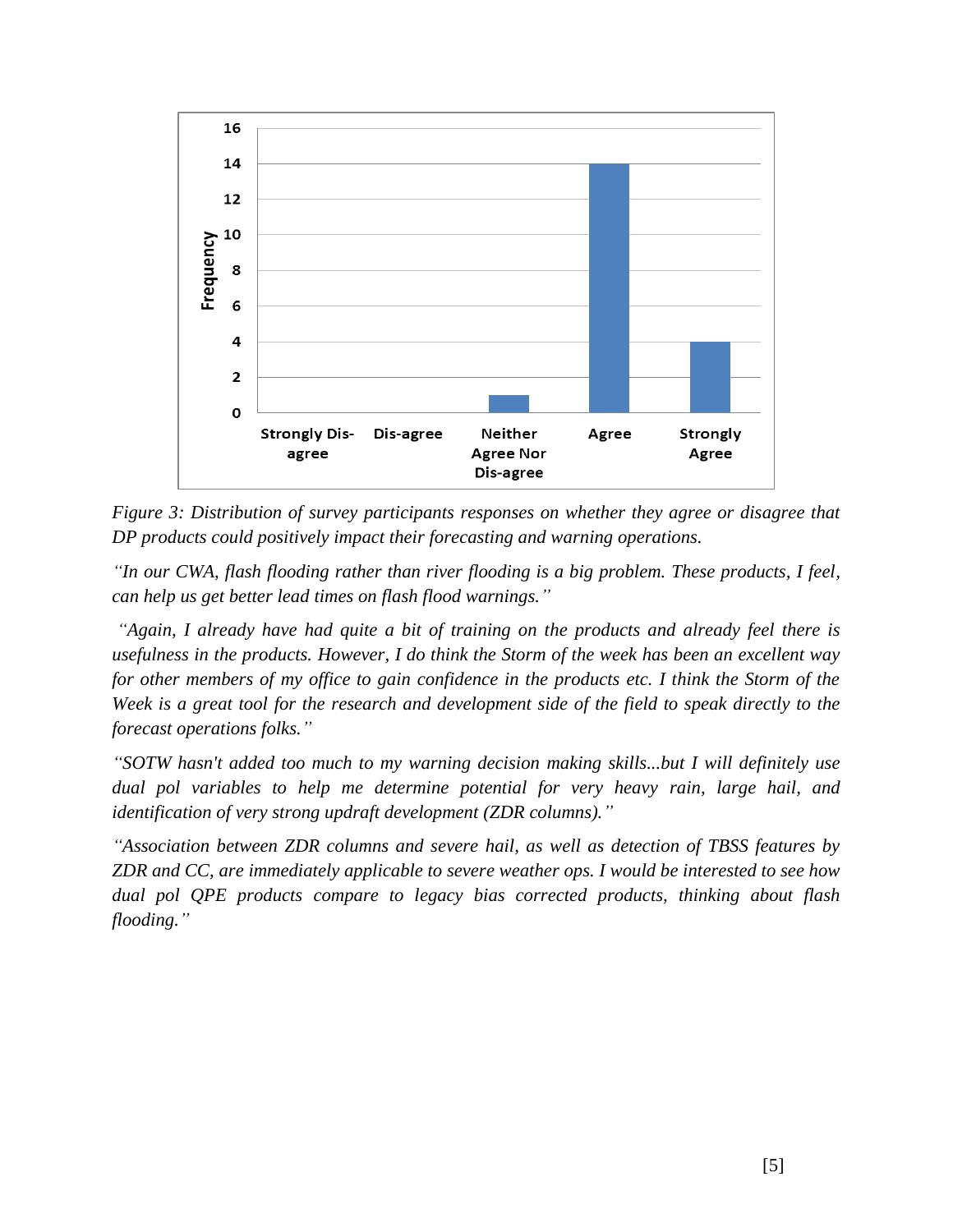*Figure 3: Distribution of survey participants responses on whether they agree or disagree that DP products could positively impact their forecasting and warning operations.*

*"In our CWA, flash flooding rather than river flooding is a big problem. These products, I feel, can help us get better lead times on flash flood warnings."*

*"Again, I already have had quite a bit of training on the products and already feel there is usefulness in the products. However, I do think the Storm of the week has been an excellent way for other members of my office to gain confidence in the products etc. I think the Storm of the Week is a great tool for the research and development side of the field to speak directly to the forecast operations folks."*

*"SOTW hasn't added too much to my warning decision making skills...but I will definitely use dual pol variables to help me determine potential for very heavy rain, large hail, and identification of very strong updraft development (ZDR columns)."*

*"Association between ZDR columns and severe hail, as well as detection of TBSS features by ZDR and CC, are immediately applicable to severe weather ops. I would be interested to see how dual pol QPE products compare to legacy bias corrected products, thinking about flash flooding."*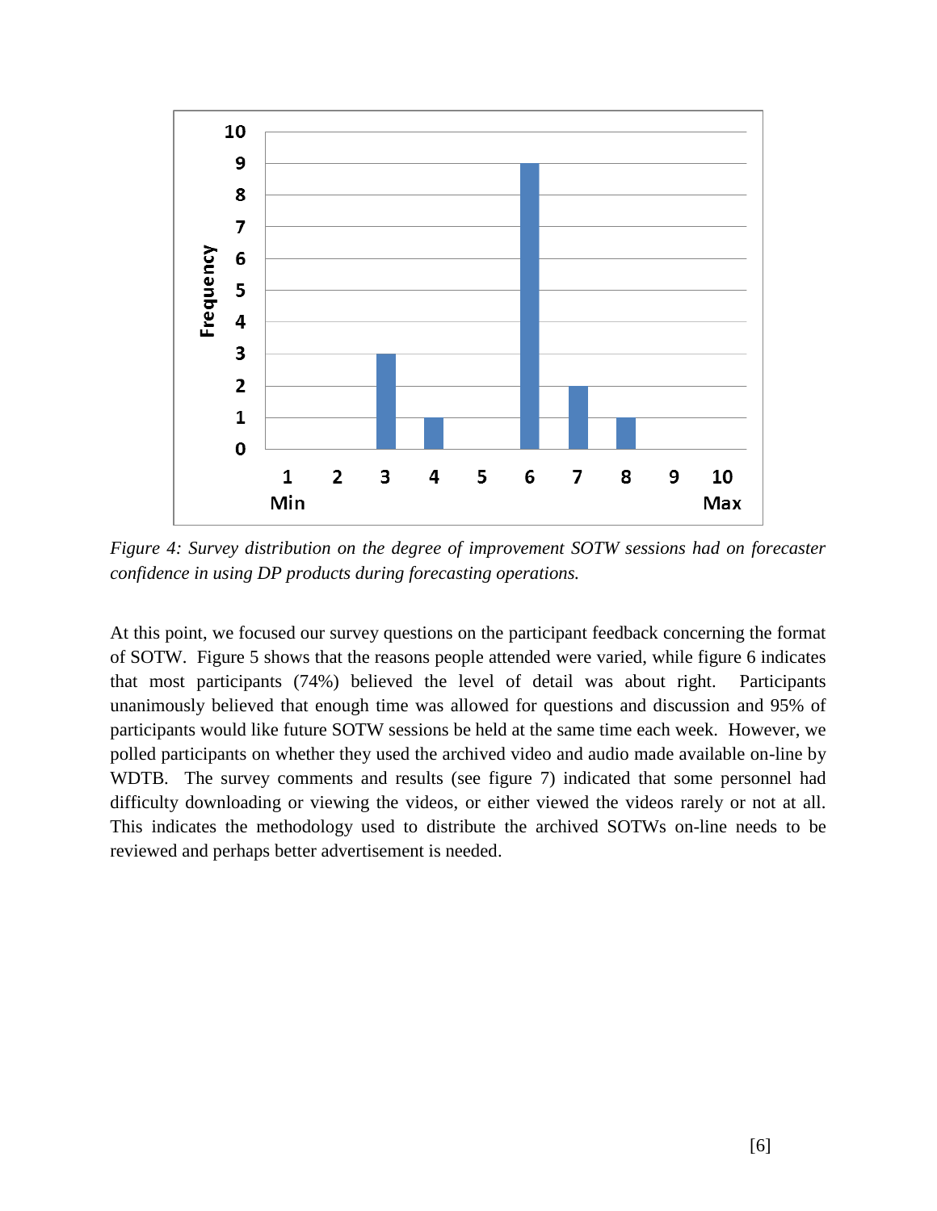*Figure 4: Survey distribution on the degree of improvement SOTW sessions had on forecaster confidence in using DP products during forecasting operations.*

At this point, we focused our survey questions on the participant feedback concerning the format of SOTW. Figure 5 shows that the reasons people attended were varied, while figure 6 indicates that most participants (74%) believed the level of detail was about right. Participants unanimously believed that enough time was allowed for questions and discussion and 95% of participants would like future SOTW sessions be held at the same time each week. However, we polled participants on whether they used the archived video and audio made available on-line by WDTB. The survey comments and results (see figure 7) indicated that some personnel had difficulty downloading or viewing the videos, or either viewed the videos rarely or not at all. This indicates the methodology used to distribute the archived SOTWs on-line needs to be reviewed and perhaps better advertisement is needed.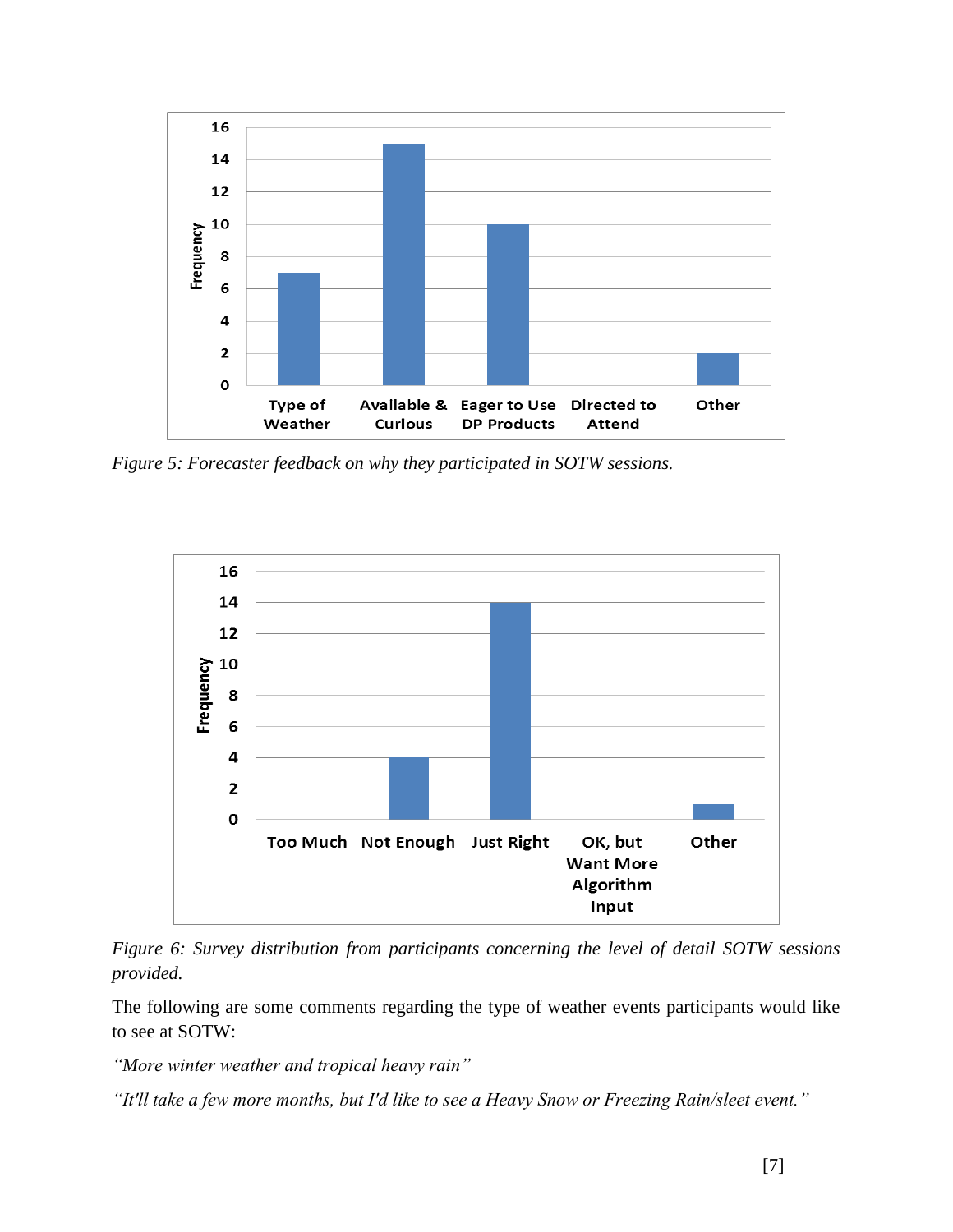*Figure 5: Forecaster feedback on why they participated in SOTW sessions.*

*Figure 6: Survey distribution from participants concerning the level of detail SOTW sessions provided.*

The following are some comments regarding the type of weather events participants would like to see at SOTW:

*"More winter weather and tropical heavy rain"*

*"It'll take a few more months, but I'd like to see a Heavy Snow or Freezing Rain/sleet event."*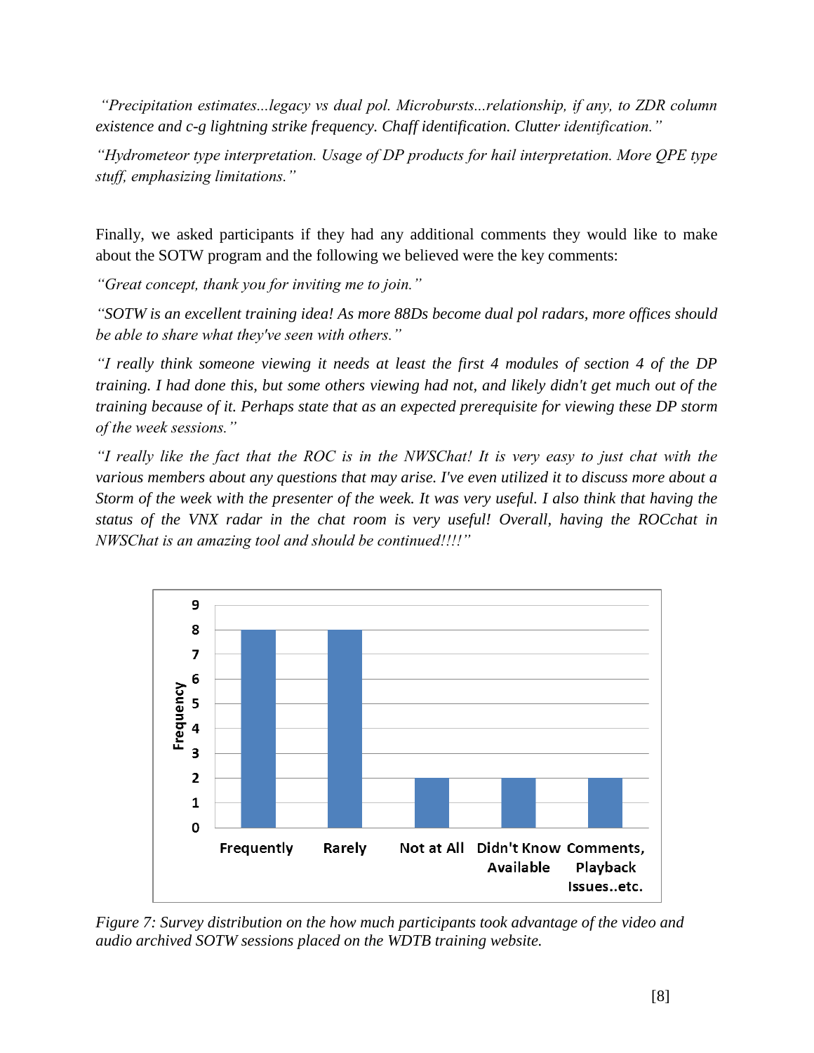*"Precipitation estimates...legacy vs dual pol. Microbursts...relationship, if any, to ZDR column existence and c-g lightning strike frequency. Chaff identification. Clutter identification."*

*"Hydrometeor type interpretation. Usage of DP products for hail interpretation. More QPE type stuff, emphasizing limitations."*

Finally, we asked participants if they had any additional comments they would like to make about the SOTW program and the following we believed were the key comments:

*"Great concept, thank you for inviting me to join."*

*"SOTW is an excellent training idea! As more 88Ds become dual pol radars, more offices should be able to share what they've seen with others."*

*"I really think someone viewing it needs at least the first 4 modules of section 4 of the DP training. I had done this, but some others viewing had not, and likely didn't get much out of the training because of it. Perhaps state that as an expected prerequisite for viewing these DP storm of the week sessions."*

*"I really like the fact that the ROC is in the NWSChat! It is very easy to just chat with the various members about any questions that may arise. I've even utilized it to discuss more about a Storm of the week with the presenter of the week. It was very useful. I also think that having the status of the VNX radar in the chat room is very useful! Overall, having the ROCchat in NWSChat is an amazing tool and should be continued!!!!"*

| Response | Frequency |
|---|---|
| Frequently | 8 |
| Rarely | 8 |
| Not at All | 2 |
| Didn't Know Available | 2 |
| Comments, Playback Issues..etc. | 2 |

*Figure 7: Survey distribution on the how much participants took advantage of the video and audio archived SOTW sessions placed on the WDTB training website.*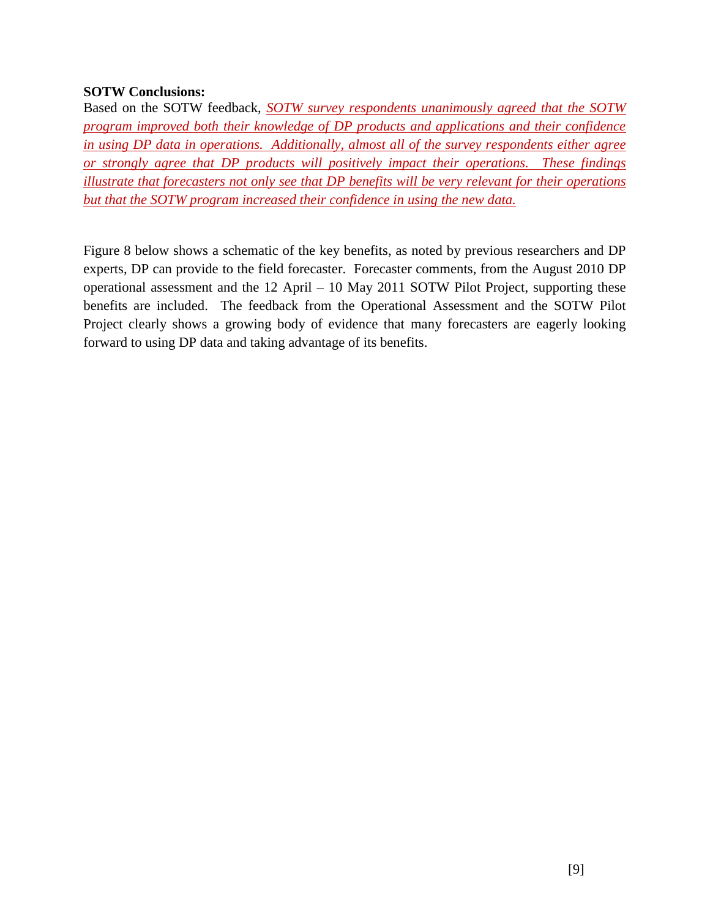**SOTW Conclusions:**

Based on the SOTW feedback, ***SOTW survey respondents unanimously agreed that the SOTW program improved both their knowledge of DP products and applications and their confidence in using DP data in operations. Additionally, almost all of the survey respondents either agree or strongly agree that DP products will positively impact their operations. These findings illustrate that forecasters not only see that DP benefits will be very relevant for their operations but that the SOTW program increased their confidence in using the new data.***

Figure 8 below shows a schematic of the key benefits, as noted by previous researchers and DP experts, DP can provide to the field forecaster. Forecaster comments, from the August 2010 DP operational assessment and the 12 April – 10 May 2011 SOTW Pilot Project, supporting these benefits are included. The feedback from the Operational Assessment and the SOTW Pilot Project clearly shows a growing body of evidence that many forecasters are eagerly looking forward to using DP data and taking advantage of its benefits.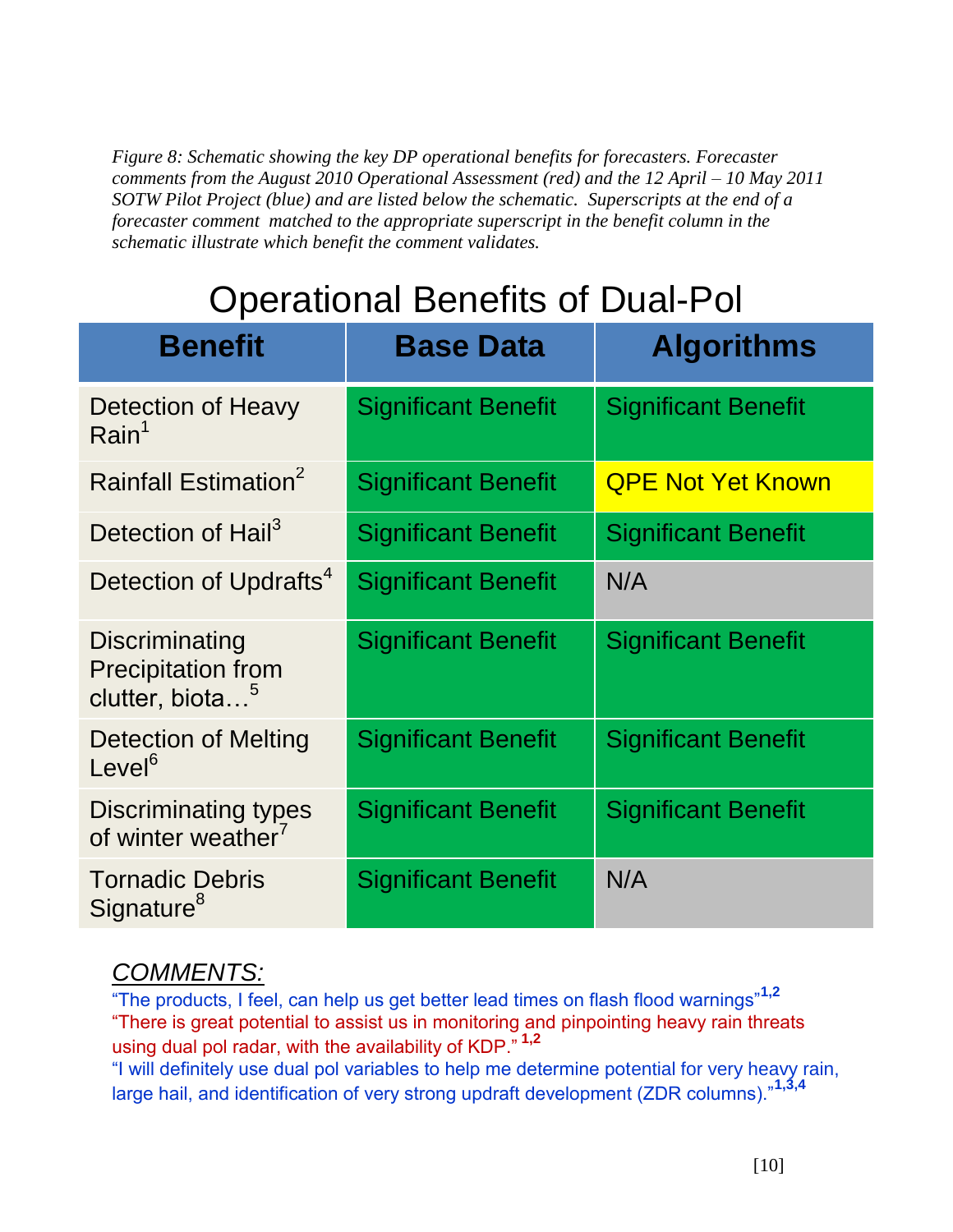*Figure 8: Schematic showing the key DP operational benefits for forecasters. Forecaster comments from the August 2010 Operational Assessment (red) and the 12 April – 10 May 2011 SOTW Pilot Project (blue) and are listed below the schematic. Superscripts at the end of a forecaster comment matched to the appropriate superscript in the benefit column in the schematic illustrate which benefit the comment validates.*

## Operational Benefits of Dual-Pol

| Benefit | Base Data | Algorithms |
|---|---|---|
| Detection of Heavy Rain[1] | Significant Benefit | Significant Benefit |
| Rainfall Estimation[2] | Significant Benefit | QPE Not Yet Known |
| Detection of Hail[3] | Significant Benefit | Significant Benefit |
| Detection of Updrafts[4] | Significant Benefit | N/A |
| Discriminating Precipitation from clutter, biota…[5] | Significant Benefit | Significant Benefit |
| Detection of Melting Level[6] | Significant Benefit | Significant Benefit |
| Discriminating types of winter weather[7] | Significant Benefit | Significant Benefit |
| Tornadic Debris Signature[8] | Significant Benefit | N/A |

*COMMENTS:*

"The products, I feel, can help us get better lead times on flash flood warnings"[1,2]

"There is great potential to assist us in monitoring and pinpointing heavy rain threats using dual pol radar, with the availability of KDP."[1,2]

"I will definitely use dual pol variables to help me determine potential for very heavy rain, large hail, and identification of very strong updraft development (ZDR columns)."[1,3,4]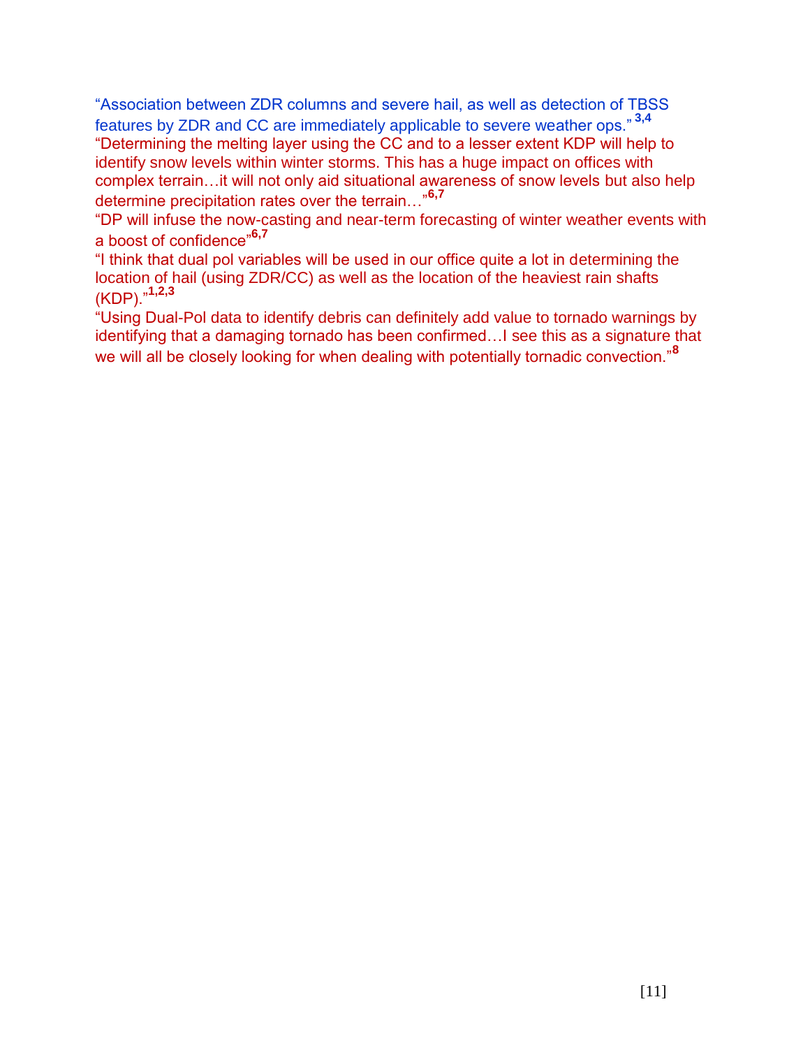"Association between ZDR columns and severe hail, as well as detection of TBSS features by ZDR and CC are immediately applicable to severe weather ops." [3,4]

"Determining the melting layer using the CC and to a lesser extent KDP will help to identify snow levels within winter storms. This has a huge impact on offices with complex terrain…it will not only aid situational awareness of snow levels but also help determine precipitation rates over the terrain…"[6,7]

"DP will infuse the now-casting and near-term forecasting of winter weather events with a boost of confidence"[6,7]

"I think that dual pol variables will be used in our office quite a lot in determining the location of hail (using ZDR/CC) as well as the location of the heaviest rain shafts (KDP)."[1,2,3]

"Using Dual-Pol data to identify debris can definitely add value to tornado warnings by identifying that a damaging tornado has been confirmed…I see this as a signature that we will all be closely looking for when dealing with potentially tornadic convection."[8]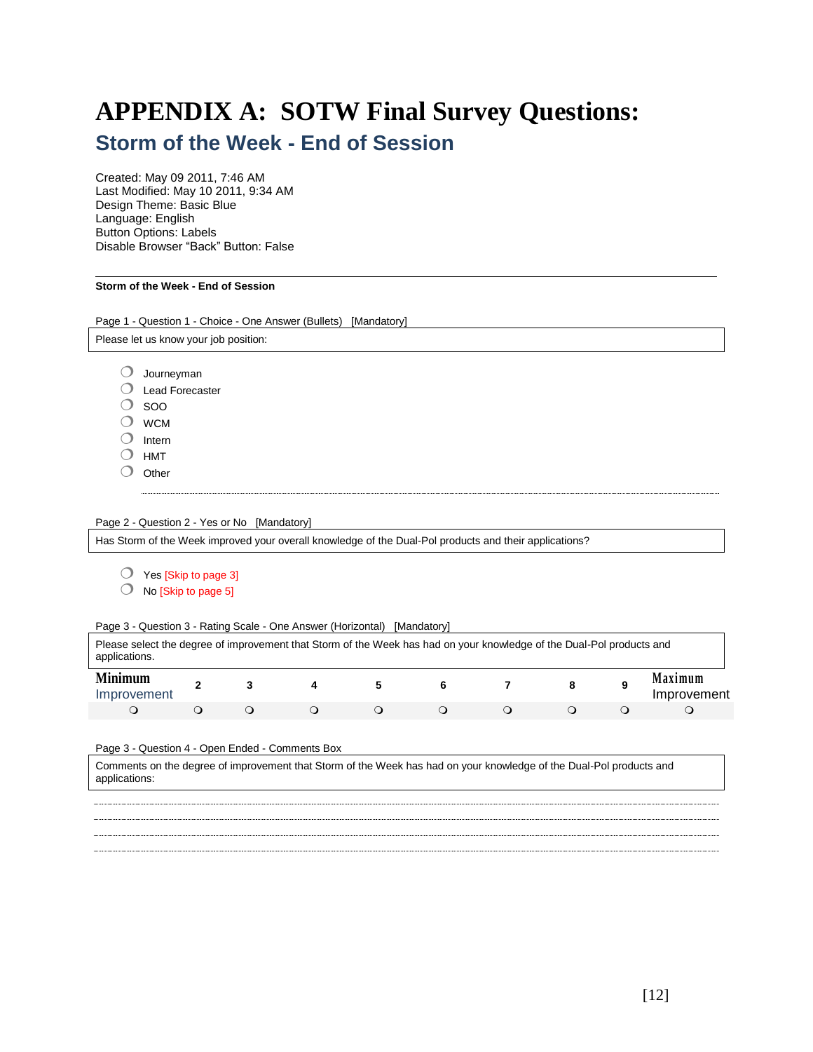# APPENDIX A: SOTW Final Survey Questions:

## Storm of the Week - End of Session

Created: May 09 2011, 7:46 AM
Last Modified: May 10 2011, 9:34 AM
Design Theme: Basic Blue
Language: English
Button Options: Labels
Disable Browser "Back" Button: False

---

**Storm of the Week - End of Session**

Page 1 - Question 1 - Choice - One Answer (Bullets) [Mandatory]

Please let us know your job position:

- ○ Journeyman
- ○ Lead Forecaster
- ○ SOO
- ○ WCM
- ○ Intern
- ○ HMT
- ○ Other

Page 2 - Question 2 - Yes or No [Mandatory]

Has Storm of the Week improved your overall knowledge of the Dual-Pol products and their applications?

- ○ Yes [Skip to page 3]
- ○ No [Skip to page 5]

Page 3 - Question 3 - Rating Scale - One Answer (Horizontal) [Mandatory]

Please select the degree of improvement that Storm of the Week has had on your knowledge of the Dual-Pol products and applications.

| Minimum Improvement | 2 | 3 | 4 | 5 | 6 | 7 | 8 | 9 | Maximum Improvement |
|---|---|---|---|---|---|---|---|---|---|
| ○ | ○ | ○ | ○ | ○ | ○ | ○ | ○ | ○ | ○ |

Page 3 - Question 4 - Open Ended - Comments Box

Comments on the degree of improvement that Storm of the Week has had on your knowledge of the Dual-Pol products and applications: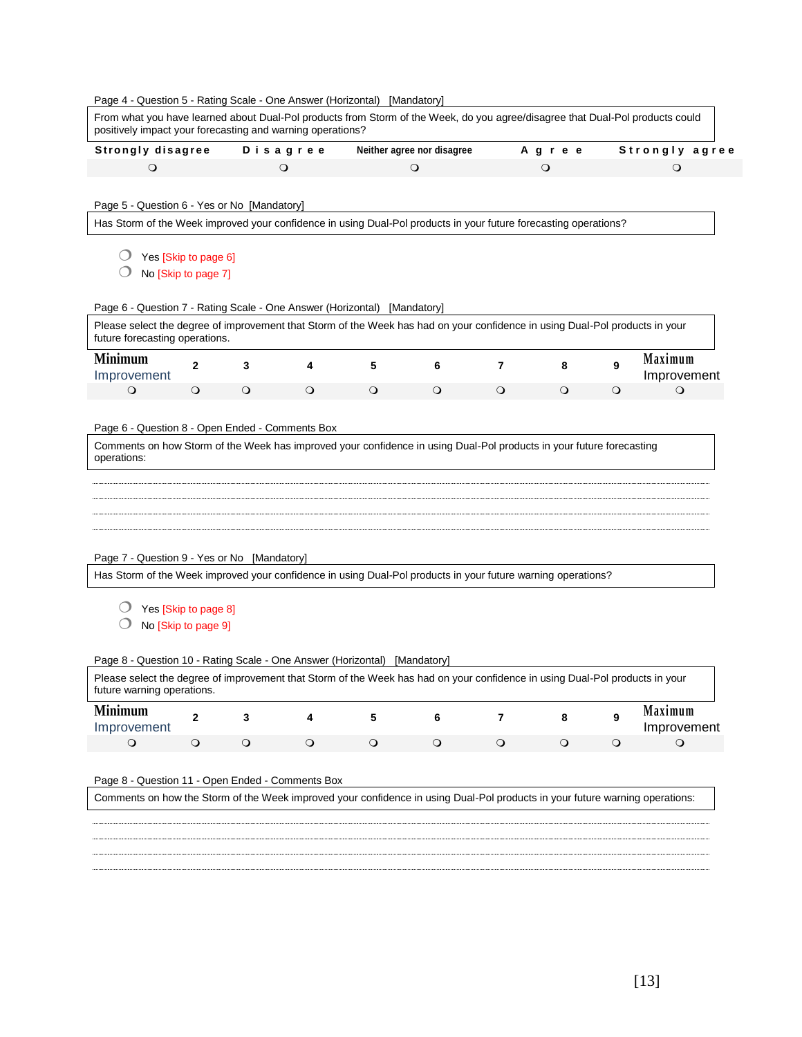Page 4 - Question 5 - Rating Scale - One Answer (Horizontal) [Mandatory]

From what you have learned about Dual-Pol products from Storm of the Week, do you agree/disagree that Dual-Pol products could positively impact your forecasting and warning operations?

| Strongly disagree | Disagree | Neither agree nor disagree | Agree | Strongly agree |
|---|---|---|---|---|
| ❍ | ❍ | ❍ | ❍ | ❍ |

Page 5 - Question 6 - Yes or No [Mandatory]

Has Storm of the Week improved your confidence in using Dual-Pol products in your future forecasting operations?

- ❍ Yes [Skip to page 6]
- ❍ No [Skip to page 7]

Page 6 - Question 7 - Rating Scale - One Answer (Horizontal) [Mandatory]

Please select the degree of improvement that Storm of the Week has had on your confidence in using Dual-Pol products in your future forecasting operations.

| Minimum Improvement | 2 | 3 | 4 | 5 | 6 | 7 | 8 | 9 | Maximum Improvement |
|---|---|---|---|---|---|---|---|---|---|
| ❍ | ❍ | ❍ | ❍ | ❍ | ❍ | ❍ | ❍ | ❍ | ❍ |

Page 6 - Question 8 - Open Ended - Comments Box

Comments on how Storm of the Week has improved your confidence in using Dual-Pol products in your future forecasting operations:

................................................................................................................................................

................................................................................................................................................

................................................................................................................................................

................................................................................................................................................

Page 7 - Question 9 - Yes or No [Mandatory]

Has Storm of the Week improved your confidence in using Dual-Pol products in your future warning operations?

- ❍ Yes [Skip to page 8]
- ❍ No [Skip to page 9]

Page 8 - Question 10 - Rating Scale - One Answer (Horizontal) [Mandatory]

Please select the degree of improvement that Storm of the Week has had on your confidence in using Dual-Pol products in your future warning operations.

| Minimum Improvement | 2 | 3 | 4 | 5 | 6 | 7 | 8 | 9 | Maximum Improvement |
|---|---|---|---|---|---|---|---|---|---|
| ❍ | ❍ | ❍ | ❍ | ❍ | ❍ | ❍ | ❍ | ❍ | ❍ |

Page 8 - Question 11 - Open Ended - Comments Box

Comments on how the Storm of the Week improved your confidence in using Dual-Pol products in your future warning operations:

................................................................................................................................................

................................................................................................................................................

................................................................................................................................................

................................................................................................................................................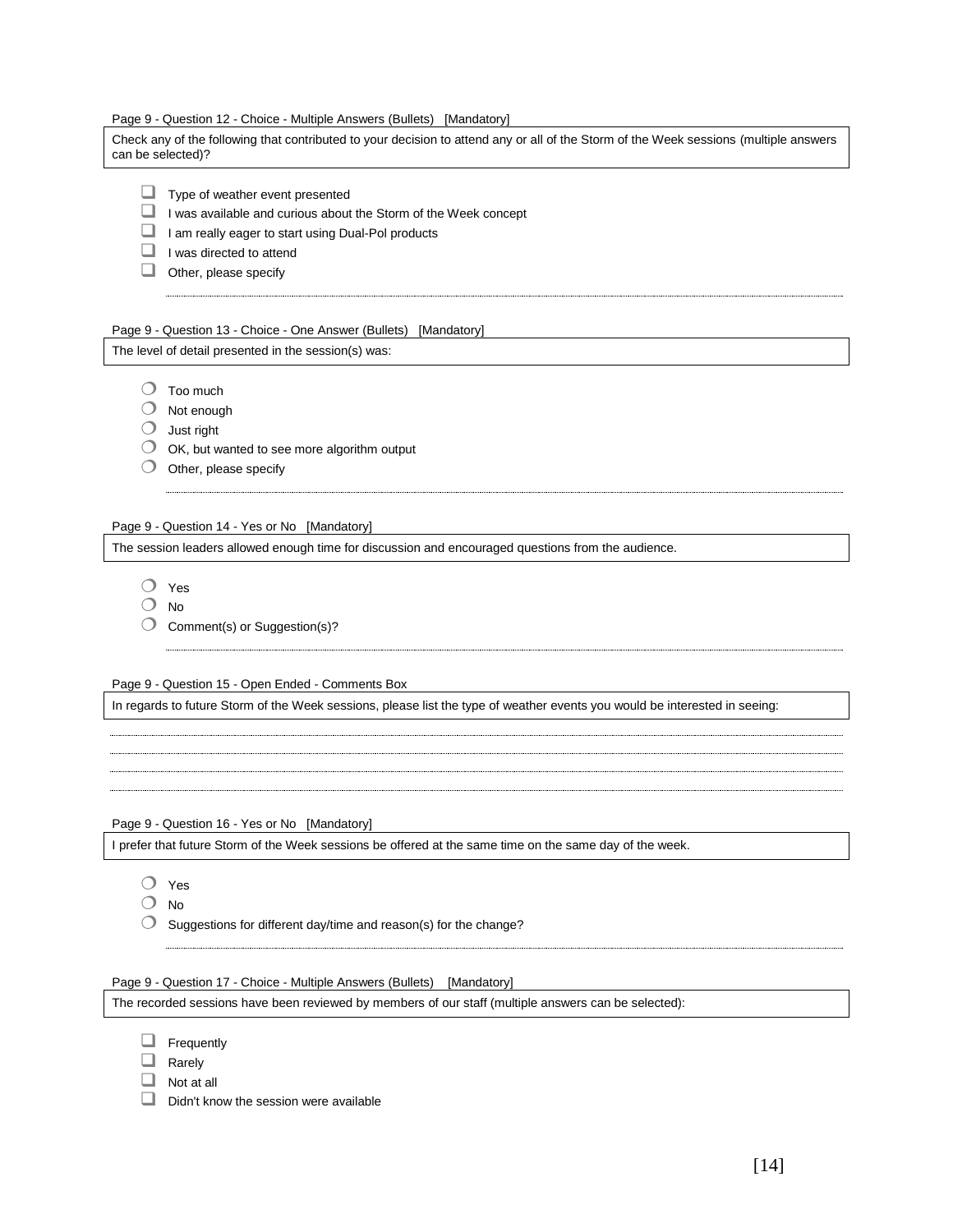Page 9 - Question 12 - Choice - Multiple Answers (Bullets) [Mandatory]

Check any of the following that contributed to your decision to attend any or all of the Storm of the Week sessions (multiple answers can be selected)?

- ☐ Type of weather event presented
- ☐ I was available and curious about the Storm of the Week concept
- ☐ I am really eager to start using Dual-Pol products
- ☐ I was directed to attend
- ☐ Other, please specify

Page 9 - Question 13 - Choice - One Answer (Bullets) [Mandatory]

The level of detail presented in the session(s) was:

- ○ Too much
- ○ Not enough
- ○ Just right
- ○ OK, but wanted to see more algorithm output
- ○ Other, please specify

Page 9 - Question 14 - Yes or No [Mandatory]

The session leaders allowed enough time for discussion and encouraged questions from the audience.

- ○ Yes
- ○ No
- ○ Comment(s) or Suggestion(s)?

Page 9 - Question 15 - Open Ended - Comments Box

In regards to future Storm of the Week sessions, please list the type of weather events you would be interested in seeing:

Page 9 - Question 16 - Yes or No [Mandatory]

I prefer that future Storm of the Week sessions be offered at the same time on the same day of the week.

- ○ Yes
- ○ No
- ○ Suggestions for different day/time and reason(s) for the change?

Page 9 - Question 17 - Choice - Multiple Answers (Bullets) [Mandatory]

The recorded sessions have been reviewed by members of our staff (multiple answers can be selected):

- ☐ Frequently
- ☐ Rarely
- ☐ Not at all
- ☐ Didn't know the session were available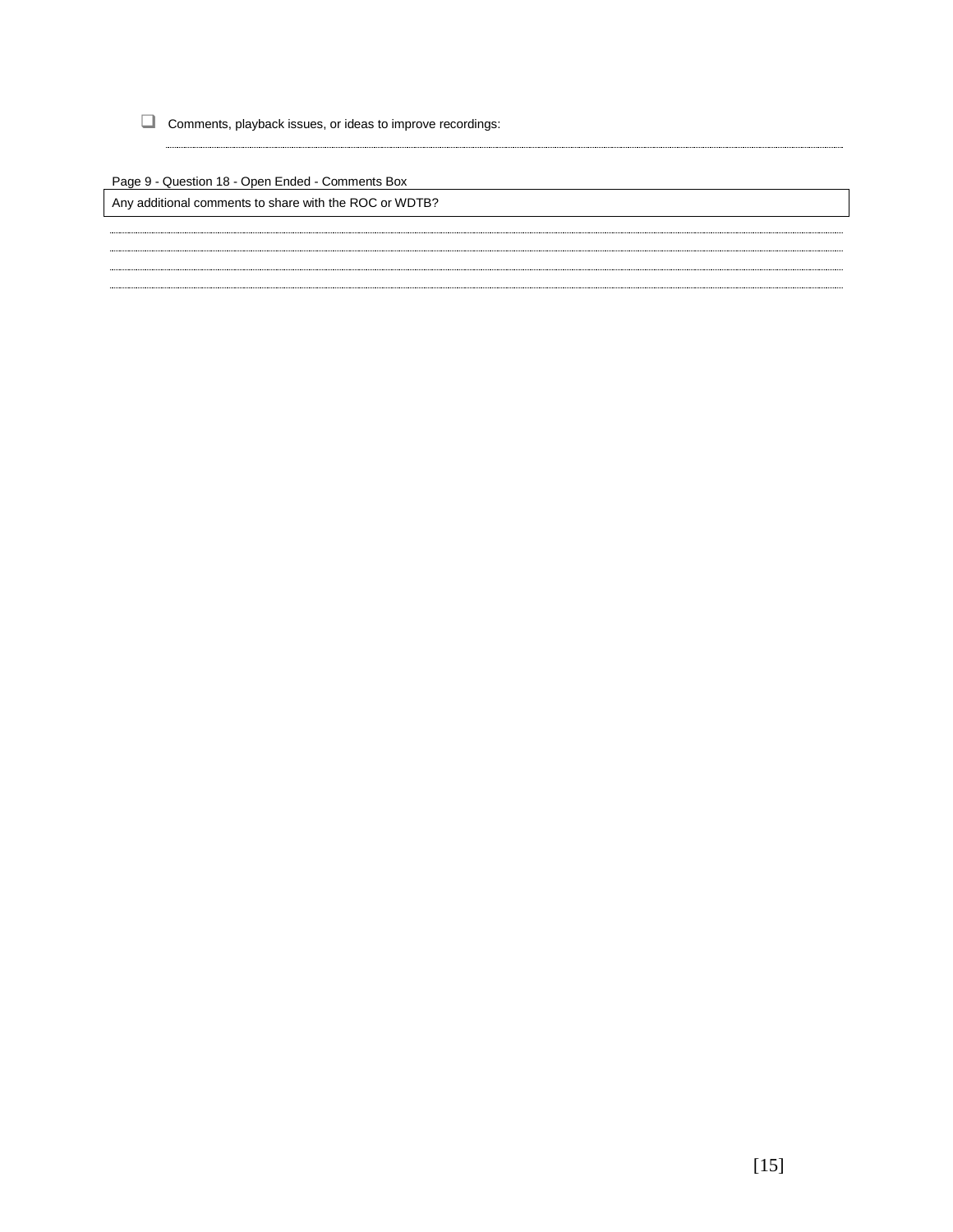- [ ] Comments, playback issues, or ideas to improve recordings:

Page 9 - Question 18 - Open Ended - Comments Box

Any additional comments to share with the ROC or WDTB?